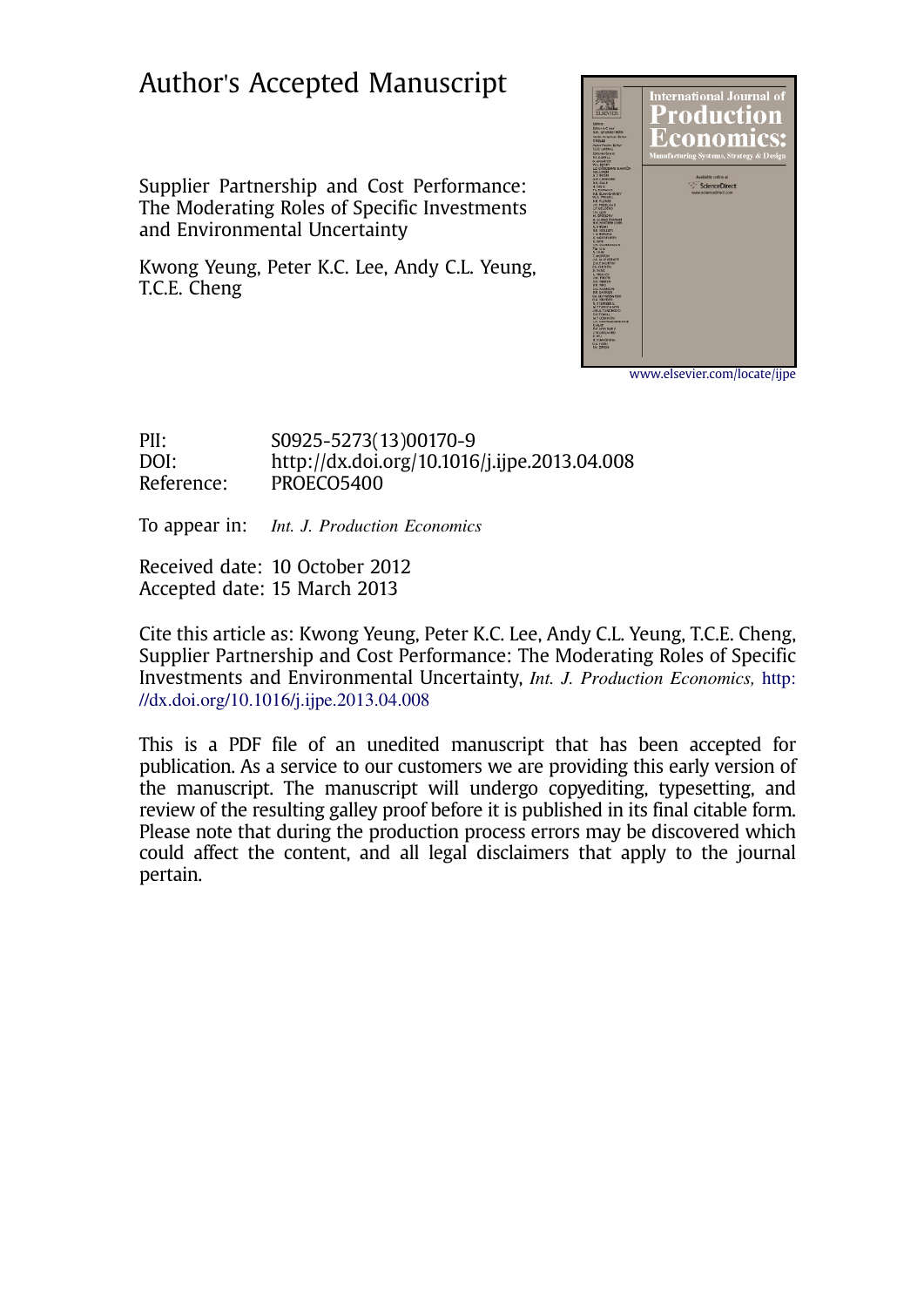# Author's Accepted Manuscript

Supplier Partnership and Cost Performance: The Moderating Roles of Specific Investments and Environmental Uncertainty

Kwong Yeung, Peter K.C. Lee, Andy C.L. Yeung, T.C.E. Cheng

www.elsevier.com/locate/ijpe

PII: S0925-5273(13)00170-9
DOI: http://dx.doi.org/10.1016/j.ijpe.2013.04.008
Reference: PROECO5400

To appear in: *Int. J. Production Economics*

Received date: 10 October 2012
Accepted date: 15 March 2013

Cite this article as: Kwong Yeung, Peter K.C. Lee, Andy C.L. Yeung, T.C.E. Cheng, Supplier Partnership and Cost Performance: The Moderating Roles of Specific Investments and Environmental Uncertainty, *Int. J. Production Economics,* http://dx.doi.org/10.1016/j.ijpe.2013.04.008

This is a PDF file of an unedited manuscript that has been accepted for publication. As a service to our customers we are providing this early version of the manuscript. The manuscript will undergo copyediting, typesetting, and review of the resulting galley proof before it is published in its final citable form. Please note that during the production process errors may be discovered which could affect the content, and all legal disclaimers that apply to the journal pertain.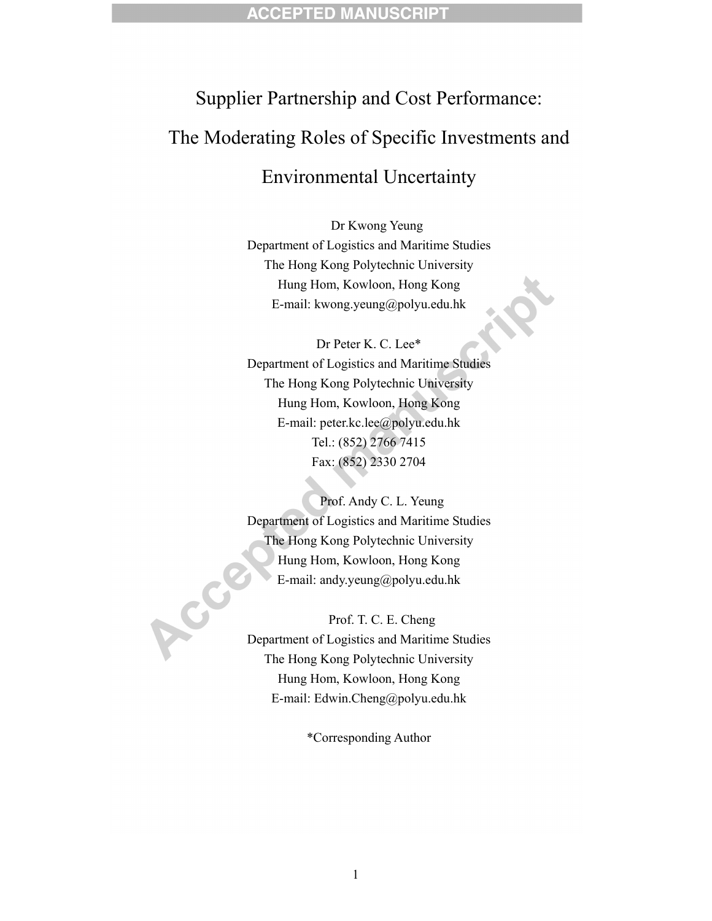# Supplier Partnership and Cost Performance: The Moderating Roles of Specific Investments and Environmental Uncertainty

Dr Kwong Yeung
Department of Logistics and Maritime Studies
The Hong Kong Polytechnic University
Hung Hom, Kowloon, Hong Kong
E-mail: kwong.yeung@polyu.edu.hk

Dr Peter K. C. Lee*
Department of Logistics and Maritime Studies
The Hong Kong Polytechnic University
Hung Hom, Kowloon, Hong Kong
E-mail: peter.kc.lee@polyu.edu.hk
Tel.: (852) 2766 7415
Fax: (852) 2330 2704

Prof. Andy C. L. Yeung
Department of Logistics and Maritime Studies
The Hong Kong Polytechnic University
Hung Hom, Kowloon, Hong Kong
E-mail: andy.yeung@polyu.edu.hk

Prof. T. C. E. Cheng
Department of Logistics and Maritime Studies
The Hong Kong Polytechnic University
Hung Hom, Kowloon, Hong Kong
E-mail: Edwin.Cheng@polyu.edu.hk

*Corresponding Author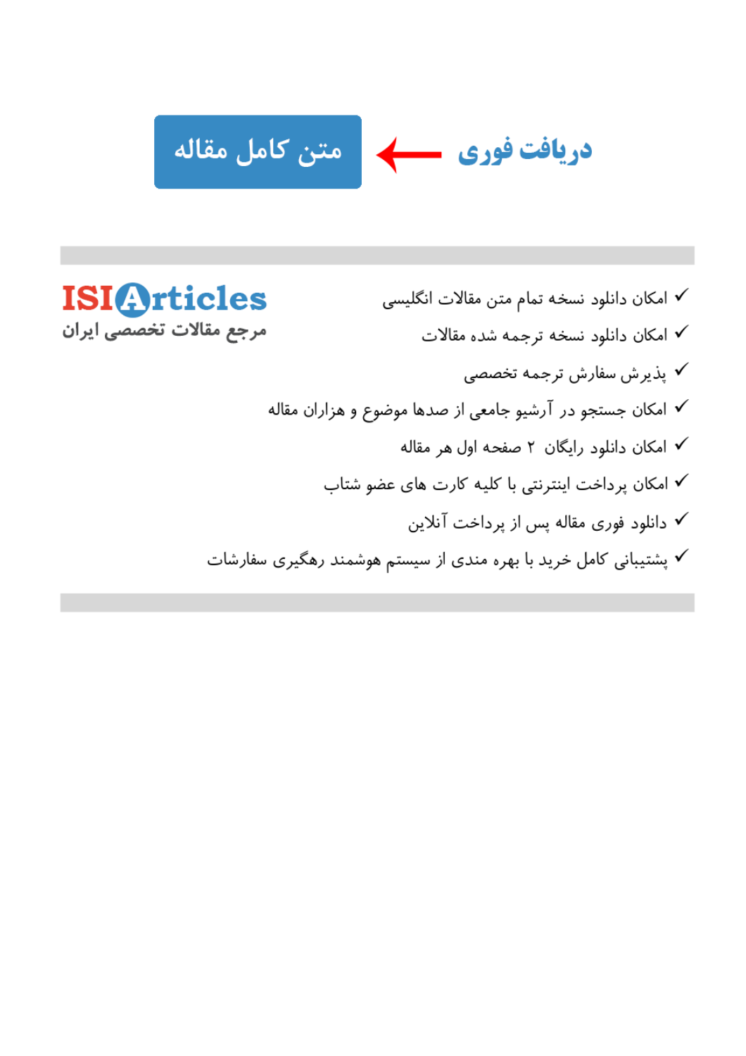دریافت فوری ← **متن کامل مقاله**

**ISIArticles**
مرجع مقالات تخصصی ایران

- ✓ امکان دانلود نسخه تمام متن مقالات انگلیسی
- ✓ امکان دانلود نسخه ترجمه شده مقالات
- ✓ پذیرش سفارش ترجمه تخصصی
- ✓ امکان جستجو در آرشیو جامعی از صدها موضوع و هزاران مقاله
- ✓ امکان دانلود رایگان ۲ صفحه اول هر مقاله
- ✓ امکان پرداخت اینترنتی با کلیه کارت های عضو شتاب
- ✓ دانلود فوری مقاله پس از پرداخت آنلاین
- ✓ پشتیبانی کامل خرید با بهره مندی از سیستم هوشمند رهگیری سفارشات